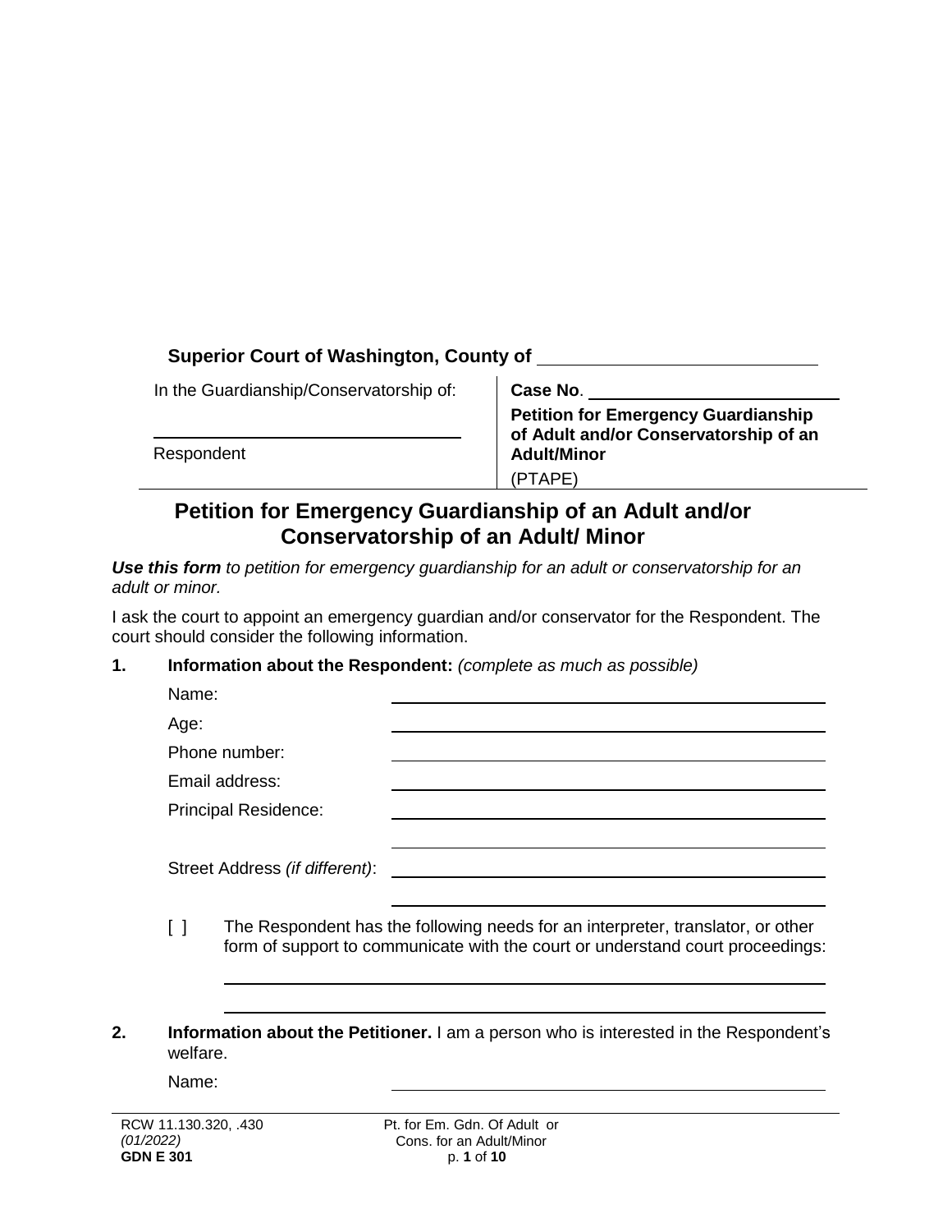**Superior Court of Washington, County of** \_\_\_\_\_\_\_\_\_\_\_\_\_\_\_\_\_\_\_\_\_\_\_\_\_\_\_\_

| In the Guardianship/Conservatorship of: | **Case No**. \_\_\_\_\_\_\_\_\_\_\_\_\_\_\_\_\_\_\_\_\_\_\_\_\_\_ |
|---|---|
| \_\_\_\_\_\_\_\_\_\_\_\_\_\_\_\_\_\_\_\_\_\_\_\_\_\_\_\_\_\_\_\_ | **Petition for Emergency Guardianship of Adult and/or Conservatorship of an Adult/Minor** |
| Respondent | (PTAPE) |

# Petition for Emergency Guardianship of an Adult and/or Conservatorship of an Adult/ Minor

***Use this form*** *to petition for emergency guardianship for an adult or conservatorship for an adult or minor.*

I ask the court to appoint an emergency guardian and/or conservator for the Respondent. The court should consider the following information.

**1. Information about the Respondent:** *(complete as much as possible)*

Name: \_\_\_\_\_\_\_\_\_\_\_\_\_\_\_\_\_\_\_\_\_\_\_\_\_\_\_\_\_\_\_\_\_\_\_\_\_\_\_\_\_\_\_\_

Age: \_\_\_\_\_\_\_\_\_\_\_\_\_\_\_\_\_\_\_\_\_\_\_\_\_\_\_\_\_\_\_\_\_\_\_\_\_\_\_\_\_\_\_\_

Phone number: \_\_\_\_\_\_\_\_\_\_\_\_\_\_\_\_\_\_\_\_\_\_\_\_\_\_\_\_\_\_\_\_\_\_\_\_\_\_\_\_\_\_\_\_

Email address: \_\_\_\_\_\_\_\_\_\_\_\_\_\_\_\_\_\_\_\_\_\_\_\_\_\_\_\_\_\_\_\_\_\_\_\_\_\_\_\_\_\_\_\_

Principal Residence: \_\_\_\_\_\_\_\_\_\_\_\_\_\_\_\_\_\_\_\_\_\_\_\_\_\_\_\_\_\_\_\_\_\_\_\_\_\_\_\_\_\_\_\_

\_\_\_\_\_\_\_\_\_\_\_\_\_\_\_\_\_\_\_\_\_\_\_\_\_\_\_\_\_\_\_\_\_\_\_\_\_\_\_\_\_\_\_\_

Street Address *(if different)*: \_\_\_\_\_\_\_\_\_\_\_\_\_\_\_\_\_\_\_\_\_\_\_\_\_\_\_\_\_\_\_\_\_\_\_\_\_\_\_\_\_\_\_\_

\_\_\_\_\_\_\_\_\_\_\_\_\_\_\_\_\_\_\_\_\_\_\_\_\_\_\_\_\_\_\_\_\_\_\_\_\_\_\_\_\_\_\_\_

[ ] The Respondent has the following needs for an interpreter, translator, or other form of support to communicate with the court or understand court proceedings:

\_\_\_\_\_\_\_\_\_\_\_\_\_\_\_\_\_\_\_\_\_\_\_\_\_\_\_\_\_\_\_\_\_\_\_\_\_\_\_\_\_\_\_\_\_\_\_\_\_\_\_\_\_\_\_\_\_\_\_\_

\_\_\_\_\_\_\_\_\_\_\_\_\_\_\_\_\_\_\_\_\_\_\_\_\_\_\_\_\_\_\_\_\_\_\_\_\_\_\_\_\_\_\_\_\_\_\_\_\_\_\_\_\_\_\_\_\_\_\_\_

**2. Information about the Petitioner.** I am a person who is interested in the Respondent's welfare.

Name: \_\_\_\_\_\_\_\_\_\_\_\_\_\_\_\_\_\_\_\_\_\_\_\_\_\_\_\_\_\_\_\_\_\_\_\_\_\_\_\_\_\_\_\_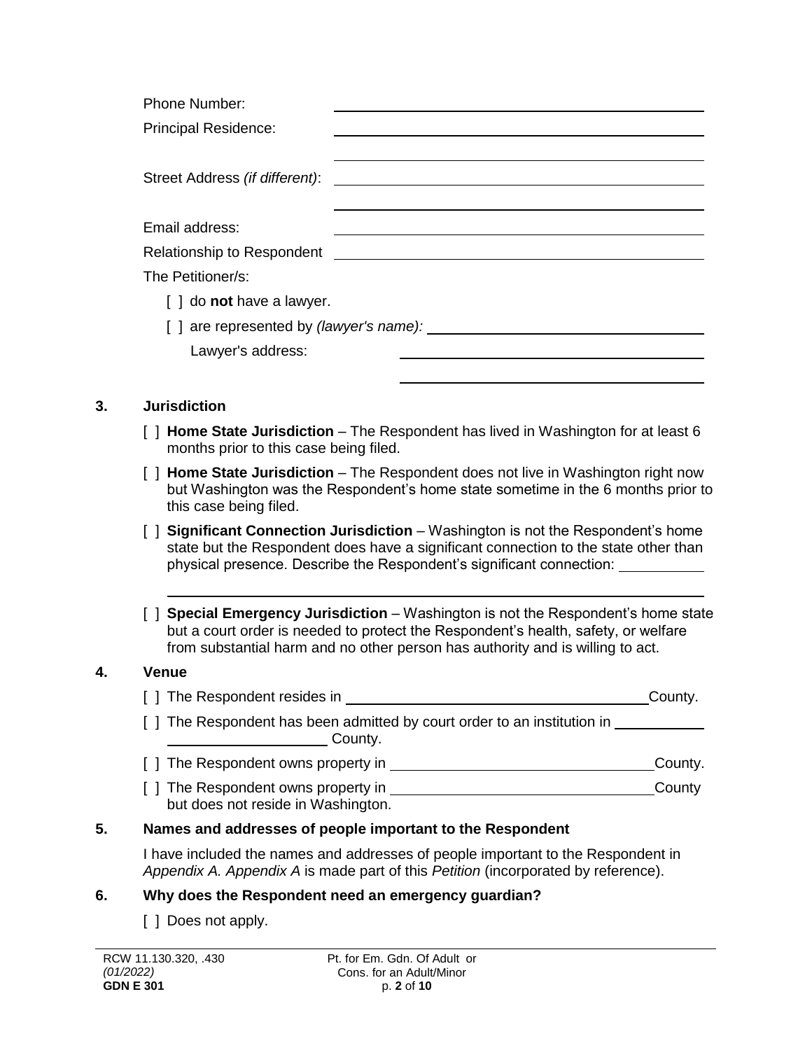Phone Number: ______________________

Principal Residence: ______________________

______________________

Street Address *(if different)*: ______________________

______________________

Email address: ______________________

Relationship to Respondent ______________________

The Petitioner/s:

[ ] do **not** have a lawyer.

[ ] are represented by *(lawyer's name):* ______________________

Lawyer's address: ______________________

______________________

## 3. Jurisdiction

[ ] **Home State Jurisdiction** – The Respondent has lived in Washington for at least 6 months prior to this case being filed.

[ ] **Home State Jurisdiction** – The Respondent does not live in Washington right now but Washington was the Respondent's home state sometime in the 6 months prior to this case being filed.

[ ] **Significant Connection Jurisdiction** – Washington is not the Respondent's home state but the Respondent does have a significant connection to the state other than physical presence. Describe the Respondent's significant connection: ______________________

______________________

[ ] **Special Emergency Jurisdiction** – Washington is not the Respondent's home state but a court order is needed to protect the Respondent's health, safety, or welfare from substantial harm and no other person has authority and is willing to act.

## 4. Venue

[ ] The Respondent resides in ______________________ County.

[ ] The Respondent has been admitted by court order to an institution in ______________________ County.

[ ] The Respondent owns property in ______________________ County.

[ ] The Respondent owns property in ______________________ County but does not reside in Washington.

## 5. Names and addresses of people important to the Respondent

I have included the names and addresses of people important to the Respondent in *Appendix A. Appendix A* is made part of this *Petition* (incorporated by reference).

## 6. Why does the Respondent need an emergency guardian?

[ ] Does not apply.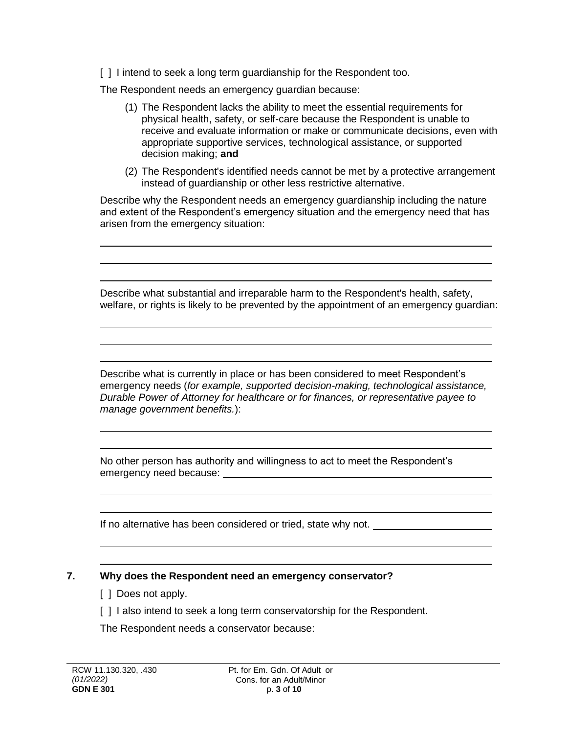[ ] I intend to seek a long term guardianship for the Respondent too.

The Respondent needs an emergency guardian because:

(1) The Respondent lacks the ability to meet the essential requirements for physical health, safety, or self-care because the Respondent is unable to receive and evaluate information or make or communicate decisions, even with appropriate supportive services, technological assistance, or supported decision making; **and**

(2) The Respondent's identified needs cannot be met by a protective arrangement instead of guardianship or other less restrictive alternative.

Describe why the Respondent needs an emergency guardianship including the nature and extent of the Respondent's emergency situation and the emergency need that has arisen from the emergency situation:

______________________________________________________________________

______________________________________________________________________

______________________________________________________________________

Describe what substantial and irreparable harm to the Respondent's health, safety, welfare, or rights is likely to be prevented by the appointment of an emergency guardian:

______________________________________________________________________

______________________________________________________________________

______________________________________________________________________

Describe what is currently in place or has been considered to meet Respondent's emergency needs (*for example, supported decision-making, technological assistance, Durable Power of Attorney for healthcare or for finances, or representative payee to manage government benefits.*):

______________________________________________________________________

______________________________________________________________________

No other person has authority and willingness to act to meet the Respondent's emergency need because: ______________________________________________

______________________________________________________________________

______________________________________________________________________

If no alternative has been considered or tried, state why not. ____________________

______________________________________________________________________

______________________________________________________________________

**7. Why does the Respondent need an emergency conservator?**

[ ] Does not apply.

[ ] I also intend to seek a long term conservatorship for the Respondent.

The Respondent needs a conservator because: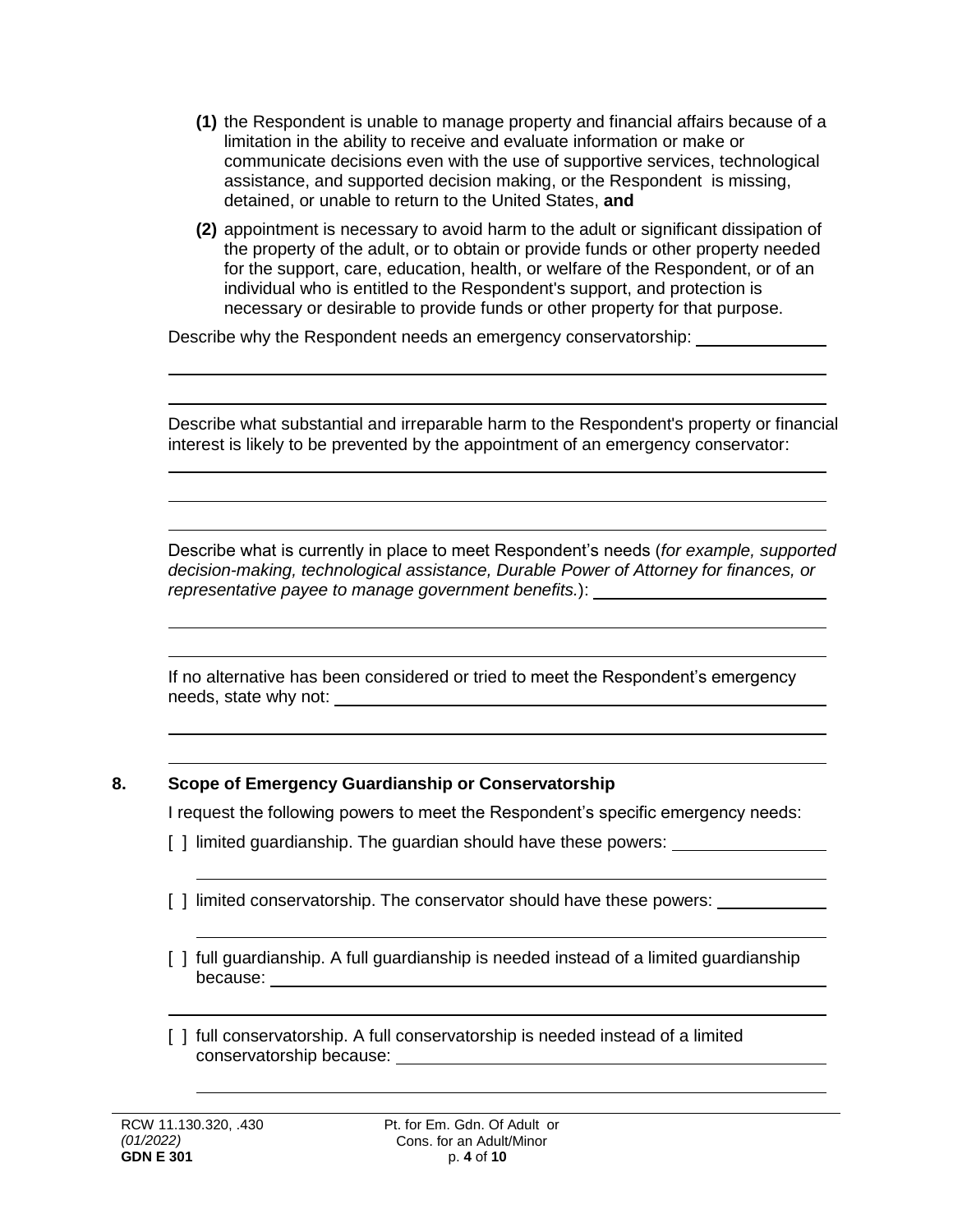**(1)** the Respondent is unable to manage property and financial affairs because of a limitation in the ability to receive and evaluate information or make or communicate decisions even with the use of supportive services, technological assistance, and supported decision making, or the Respondent is missing, detained, or unable to return to the United States, **and**

**(2)** appointment is necessary to avoid harm to the adult or significant dissipation of the property of the adult, or to obtain or provide funds or other property needed for the support, care, education, health, or welfare of the Respondent, or of an individual who is entitled to the Respondent's support, and protection is necessary or desirable to provide funds or other property for that purpose.

Describe why the Respondent needs an emergency conservatorship: ______________

________________________________________________________________

________________________________________________________________

Describe what substantial and irreparable harm to the Respondent's property or financial interest is likely to be prevented by the appointment of an emergency conservator:

________________________________________________________________

________________________________________________________________

________________________________________________________________

Describe what is currently in place to meet Respondent's needs (*for example, supported decision-making, technological assistance, Durable Power of Attorney for finances, or representative payee to manage government benefits.*): ______________

________________________________________________________________

________________________________________________________________

If no alternative has been considered or tried to meet the Respondent's emergency needs, state why not: ______________________________________________

________________________________________________________________

________________________________________________________________

## 8. Scope of Emergency Guardianship or Conservatorship

I request the following powers to meet the Respondent's specific emergency needs:

[ ] limited guardianship. The guardian should have these powers: ______________

________________________________________________________________

[ ] limited conservatorship. The conservator should have these powers: ______________

________________________________________________________________

[ ] full guardianship. A full guardianship is needed instead of a limited guardianship because: ______________________________________________

________________________________________________________________

[ ] full conservatorship. A full conservatorship is needed instead of a limited conservatorship because: ______________________________________________

________________________________________________________________

RCW 11.130.320, .430
*(01/2022)*
**GDN E 301**

Pt. for Em. Gdn. Of Adult or Cons. for an Adult/Minor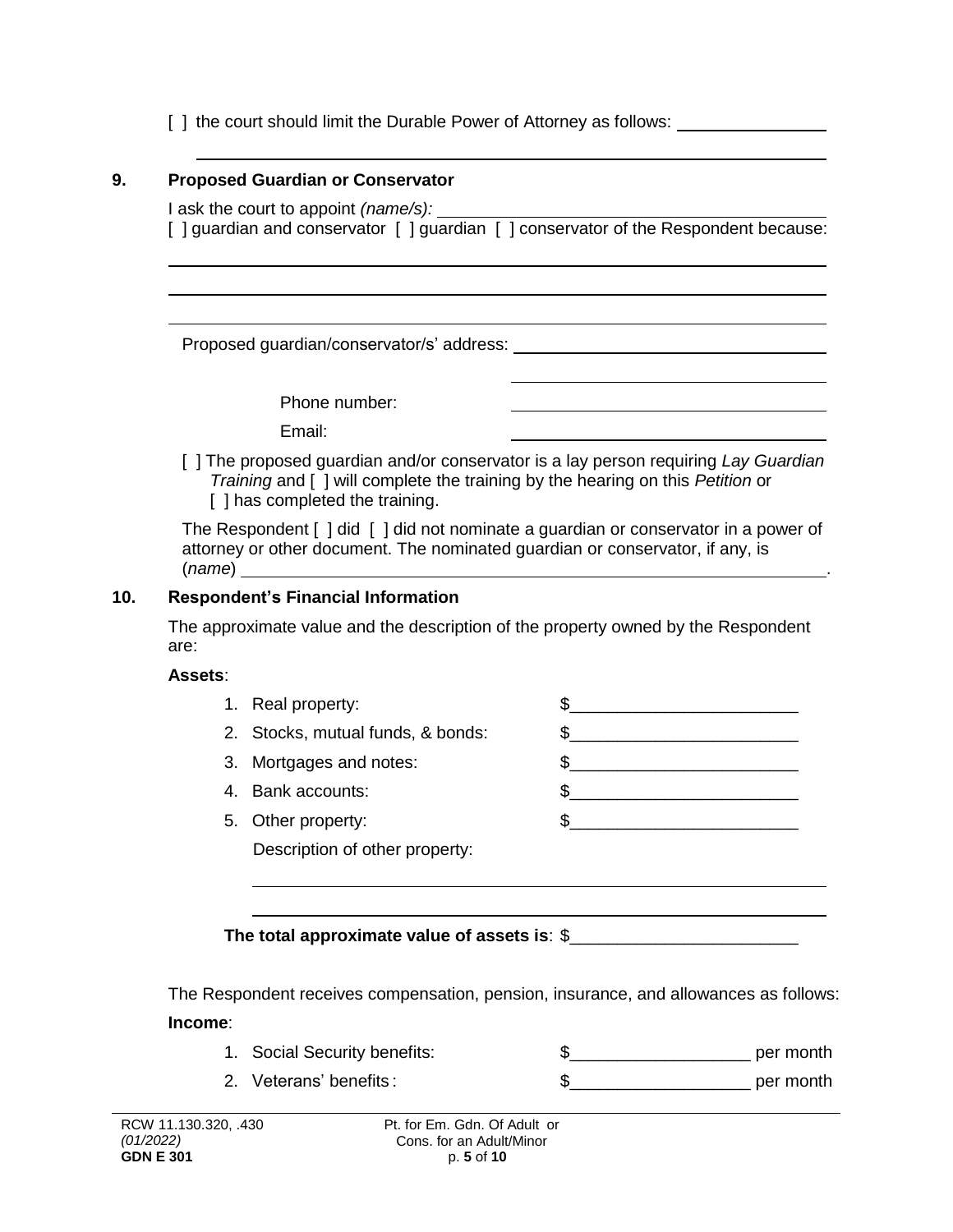[ ] the court should limit the Durable Power of Attorney as follows: ________________

______________________________________________________________________

## 9. Proposed Guardian or Conservator

I ask the court to appoint *(name/s):* ____________________________________

[ ] guardian and conservator [ ] guardian [ ] conservator of the Respondent because:

______________________________________________________________________

______________________________________________________________________

______________________________________________________________________

Proposed guardian/conservator/s' address: ____________________________________

____________________________________

Phone number: ____________________________________

Email: ____________________________________

[ ] The proposed guardian and/or conservator is a lay person requiring *Lay Guardian Training* and [ ] will complete the training by the hearing on this *Petition* or [ ] has completed the training.

The Respondent [ ] did [ ] did not nominate a guardian or conservator in a power of attorney or other document. The nominated guardian or conservator, if any, is (*name*) ______________________________________________________________.

## 10. Respondent's Financial Information

The approximate value and the description of the property owned by the Respondent are:

**Assets**:

1. Real property: $________________________
2. Stocks, mutual funds, & bonds: $________________________
3. Mortgages and notes: $________________________
4. Bank accounts: $________________________
5. Other property: $________________________

   Description of other property:

   ______________________________________________________________

   ______________________________________________________________

**The total approximate value of assets is**: $________________________

The Respondent receives compensation, pension, insurance, and allowances as follows:

**Income**:

1. Social Security benefits: $__________________ per month
2. Veterans' benefits: $__________________ per month

RCW 11.130.320, .430
*(01/2022)*
**GDN E 301**

Pt. for Em. Gdn. Of Adult or Cons. for an Adult/Minor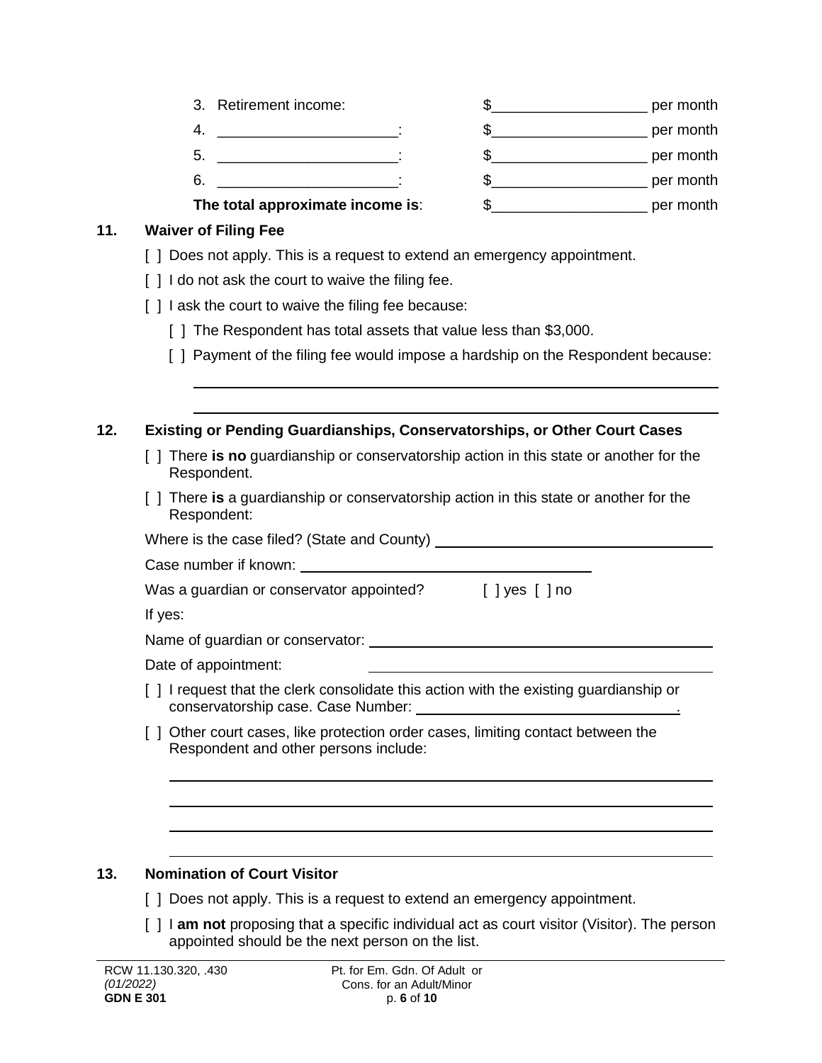3. Retirement income: $__________________ per month

4. ____________________: $__________________ per month

5. ____________________: $__________________ per month

6. ____________________: $__________________ per month

**The total approximate income is**: $__________________ per month

### 11. Waiver of Filing Fee

[ ] Does not apply. This is a request to extend an emergency appointment.

[ ] I do not ask the court to waive the filing fee.

[ ] I ask the court to waive the filing fee because:

  [ ] The Respondent has total assets that value less than $3,000.

  [ ] Payment of the filing fee would impose a hardship on the Respondent because:

  ____________________________________________________________

  ____________________________________________________________

### 12. Existing or Pending Guardianships, Conservatorships, or Other Court Cases

[ ] There **is no** guardianship or conservatorship action in this state or another for the Respondent.

[ ] There **is** a guardianship or conservatorship action in this state or another for the Respondent:

Where is the case filed? (State and County) ______________________________

Case number if known: ______________________________

Was a guardian or conservator appointed? [ ] yes [ ] no

If yes:

Name of guardian or conservator: ______________________________

Date of appointment: ______________________________

[ ] I request that the clerk consolidate this action with the existing guardianship or conservatorship case. Case Number: ______________________________.

[ ] Other court cases, like protection order cases, limiting contact between the Respondent and other persons include:

____________________________________________________________

____________________________________________________________

____________________________________________________________

____________________________________________________________

### 13. Nomination of Court Visitor

[ ] Does not apply. This is a request to extend an emergency appointment.

[ ] I **am not** proposing that a specific individual act as court visitor (Visitor). The person appointed should be the next person on the list.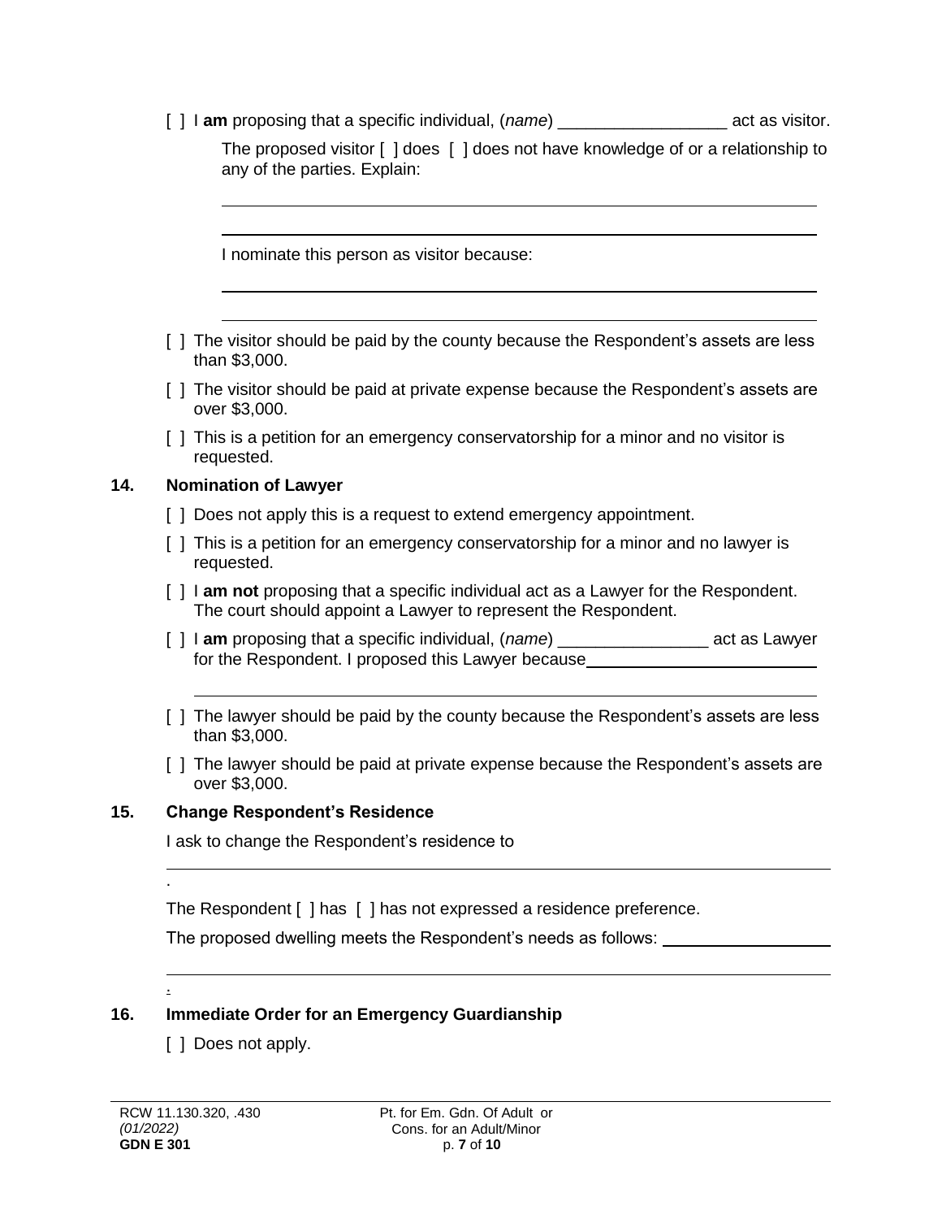[ ] I **am** proposing that a specific individual, (*name*) __________________ act as visitor.

The proposed visitor [ ] does [ ] does not have knowledge of or a relationship to any of the parties. Explain:

______________________________________________________________________

______________________________________________________________________

I nominate this person as visitor because:

______________________________________________________________________

______________________________________________________________________

[ ] The visitor should be paid by the county because the Respondent's assets are less than $3,000.

[ ] The visitor should be paid at private expense because the Respondent's assets are over $3,000.

[ ] This is a petition for an emergency conservatorship for a minor and no visitor is requested.

## 14. Nomination of Lawyer

[ ] Does not apply this is a request to extend emergency appointment.

[ ] This is a petition for an emergency conservatorship for a minor and no lawyer is requested.

[ ] I **am not** proposing that a specific individual act as a Lawyer for the Respondent. The court should appoint a Lawyer to represent the Respondent.

[ ] I **am** proposing that a specific individual, (*name*) ________________ act as Lawyer for the Respondent. I proposed this Lawyer because __________________________

______________________________________________________________________

[ ] The lawyer should be paid by the county because the Respondent's assets are less than $3,000.

[ ] The lawyer should be paid at private expense because the Respondent's assets are over $3,000.

## 15. Change Respondent's Residence

I ask to change the Respondent's residence to

______________________________________________________________________.

The Respondent [ ] has [ ] has not expressed a residence preference.

The proposed dwelling meets the Respondent's needs as follows: __________________

______________________________________________________________________.

## 16. Immediate Order for an Emergency Guardianship

[ ] Does not apply.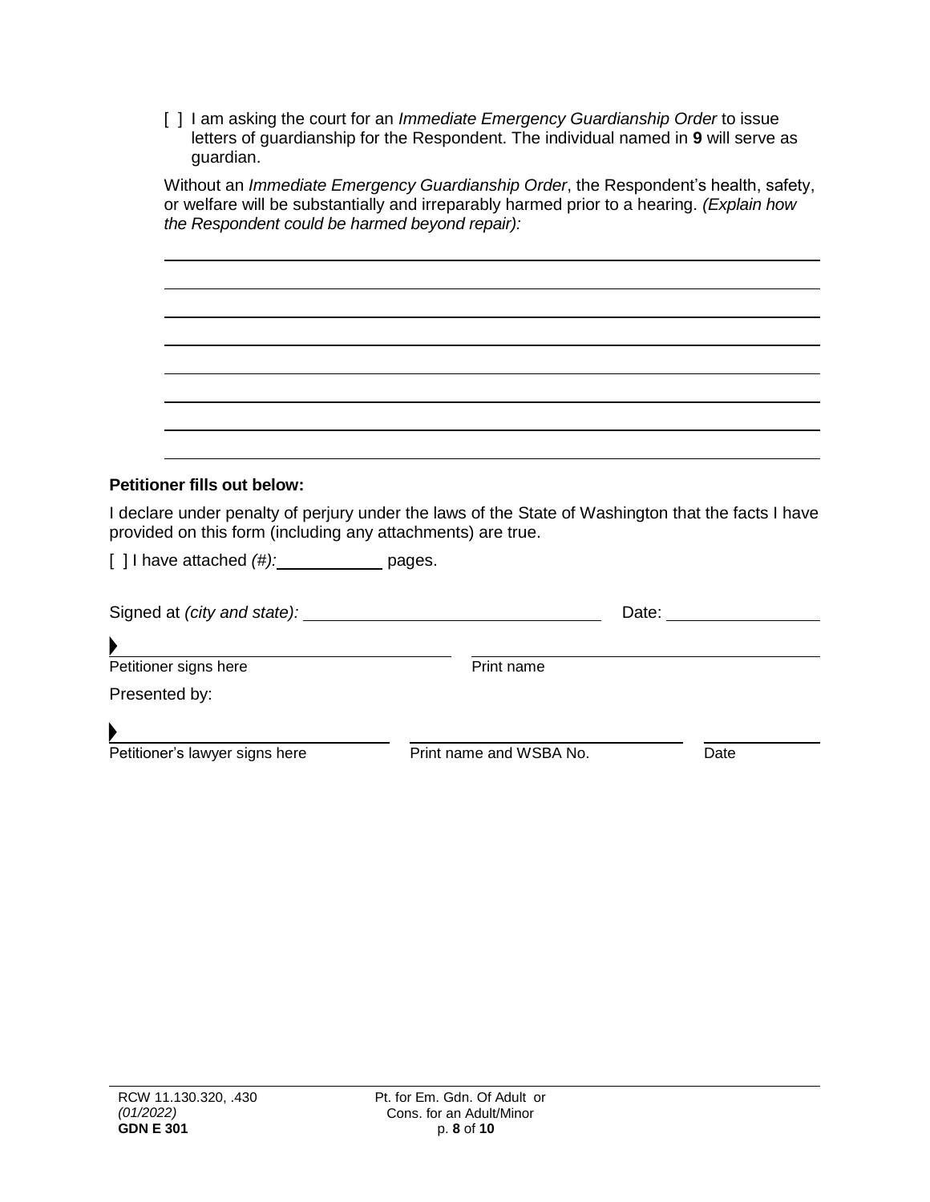[ ] I am asking the court for an *Immediate Emergency Guardianship Order* to issue letters of guardianship for the Respondent. The individual named in **9** will serve as guardian.

Without an *Immediate Emergency Guardianship Order*, the Respondent's health, safety, or welfare will be substantially and irreparably harmed prior to a hearing. *(Explain how the Respondent could be harmed beyond repair):*

\_\_\_\_\_\_\_\_\_\_\_\_\_\_\_\_\_\_\_\_\_\_\_\_\_\_\_\_\_\_\_\_\_\_\_\_\_\_\_\_\_\_\_\_\_\_\_\_\_\_\_\_\_\_\_\_\_\_\_\_\_\_\_\_\_\_\_\_\_\_

\_\_\_\_\_\_\_\_\_\_\_\_\_\_\_\_\_\_\_\_\_\_\_\_\_\_\_\_\_\_\_\_\_\_\_\_\_\_\_\_\_\_\_\_\_\_\_\_\_\_\_\_\_\_\_\_\_\_\_\_\_\_\_\_\_\_\_\_\_\_

\_\_\_\_\_\_\_\_\_\_\_\_\_\_\_\_\_\_\_\_\_\_\_\_\_\_\_\_\_\_\_\_\_\_\_\_\_\_\_\_\_\_\_\_\_\_\_\_\_\_\_\_\_\_\_\_\_\_\_\_\_\_\_\_\_\_\_\_\_\_

\_\_\_\_\_\_\_\_\_\_\_\_\_\_\_\_\_\_\_\_\_\_\_\_\_\_\_\_\_\_\_\_\_\_\_\_\_\_\_\_\_\_\_\_\_\_\_\_\_\_\_\_\_\_\_\_\_\_\_\_\_\_\_\_\_\_\_\_\_\_

\_\_\_\_\_\_\_\_\_\_\_\_\_\_\_\_\_\_\_\_\_\_\_\_\_\_\_\_\_\_\_\_\_\_\_\_\_\_\_\_\_\_\_\_\_\_\_\_\_\_\_\_\_\_\_\_\_\_\_\_\_\_\_\_\_\_\_\_\_\_

\_\_\_\_\_\_\_\_\_\_\_\_\_\_\_\_\_\_\_\_\_\_\_\_\_\_\_\_\_\_\_\_\_\_\_\_\_\_\_\_\_\_\_\_\_\_\_\_\_\_\_\_\_\_\_\_\_\_\_\_\_\_\_\_\_\_\_\_\_\_

\_\_\_\_\_\_\_\_\_\_\_\_\_\_\_\_\_\_\_\_\_\_\_\_\_\_\_\_\_\_\_\_\_\_\_\_\_\_\_\_\_\_\_\_\_\_\_\_\_\_\_\_\_\_\_\_\_\_\_\_\_\_\_\_\_\_\_\_\_\_

\_\_\_\_\_\_\_\_\_\_\_\_\_\_\_\_\_\_\_\_\_\_\_\_\_\_\_\_\_\_\_\_\_\_\_\_\_\_\_\_\_\_\_\_\_\_\_\_\_\_\_\_\_\_\_\_\_\_\_\_\_\_\_\_\_\_\_\_\_\_

**Petitioner fills out below:**

I declare under penalty of perjury under the laws of the State of Washington that the facts I have provided on this form (including any attachments) are true.

[ ] I have attached *(#):* \_\_\_\_\_\_\_\_\_\_\_ pages.

Signed at *(city and state):* \_\_\_\_\_\_\_\_\_\_\_\_\_\_\_\_\_\_\_\_\_\_\_\_\_\_\_\_\_\_\_\_ Date: \_\_\_\_\_\_\_\_\_\_\_\_\_\_\_\_

\_\_\_\_\_\_\_\_\_\_\_\_\_\_\_\_\_\_\_\_\_\_\_\_\_\_\_\_\_\_\_\_\_\_\_\_ \_\_\_\_\_\_\_\_\_\_\_\_\_\_\_\_\_\_\_\_\_\_\_\_\_\_\_\_\_\_\_\_\_\_\_\_\_\_
Petitioner signs here Print name

Presented by:

\_\_\_\_\_\_\_\_\_\_\_\_\_\_\_\_\_\_\_\_\_\_\_\_\_\_\_\_\_\_ \_\_\_\_\_\_\_\_\_\_\_\_\_\_\_\_\_\_\_\_\_\_\_\_\_\_\_\_\_\_ \_\_\_\_\_\_\_\_\_\_\_\_
Petitioner's lawyer signs here Print name and WSBA No. Date

RCW 11.130.320, .430
*(01/2022)*
**GDN E 301**

Pt. for Em. Gdn. Of Adult or Cons. for an Adult/Minor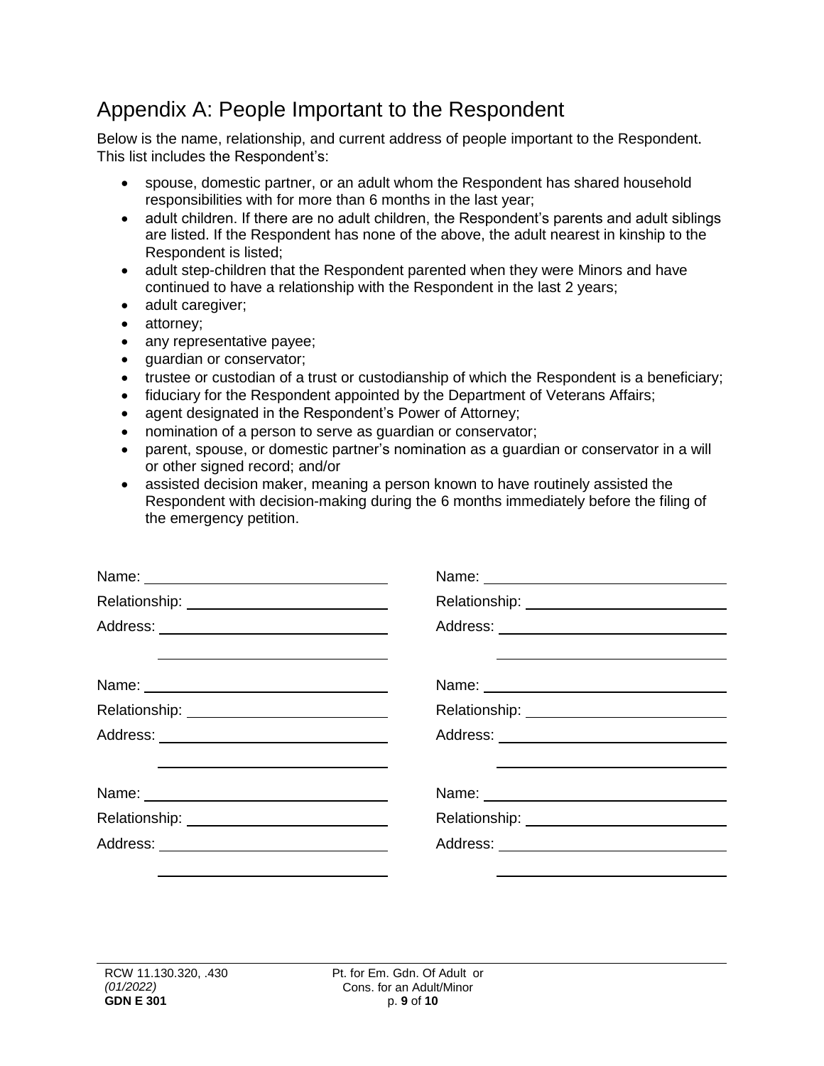# Appendix A: People Important to the Respondent

Below is the name, relationship, and current address of people important to the Respondent. This list includes the Respondent's:

- spouse, domestic partner, or an adult whom the Respondent has shared household responsibilities with for more than 6 months in the last year;
- adult children. If there are no adult children, the Respondent's parents and adult siblings are listed. If the Respondent has none of the above, the adult nearest in kinship to the Respondent is listed;
- adult step-children that the Respondent parented when they were Minors and have continued to have a relationship with the Respondent in the last 2 years;
- adult caregiver;
- attorney;
- any representative payee;
- guardian or conservator;
- trustee or custodian of a trust or custodianship of which the Respondent is a beneficiary;
- fiduciary for the Respondent appointed by the Department of Veterans Affairs;
- agent designated in the Respondent's Power of Attorney;
- nomination of a person to serve as guardian or conservator;
- parent, spouse, or domestic partner's nomination as a guardian or conservator in a will or other signed record; and/or
- assisted decision maker, meaning a person known to have routinely assisted the Respondent with decision-making during the 6 months immediately before the filing of the emergency petition.

Name: ______________________________
Relationship: ________________________
Address: ____________________________
____________________________

Name: ______________________________
Relationship: ________________________
Address: ____________________________
____________________________

Name: ______________________________
Relationship: ________________________
Address: ____________________________
____________________________

Name: ______________________________
Relationship: ________________________
Address: ____________________________
____________________________

Name: ______________________________
Relationship: ________________________
Address: ____________________________
____________________________

Name: ______________________________
Relationship: ________________________
Address: ____________________________
____________________________

RCW 11.130.320, .430
*(01/2022)*
**GDN E 301**

Pt. for Em. Gdn. Of Adult or Cons. for an Adult/Minor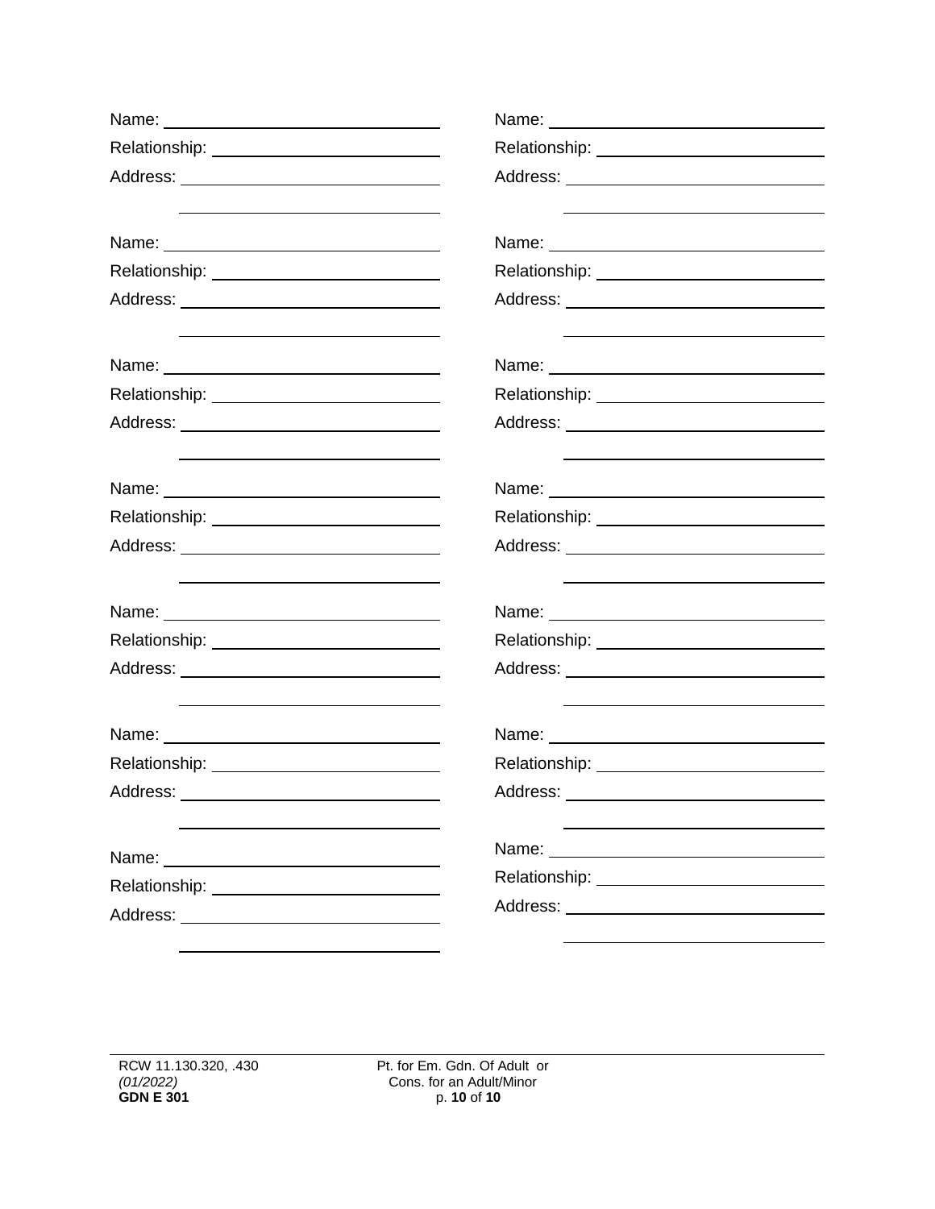Name: ______________________________

Relationship: ______________________

Address: ___________________________

___________________________

Name: ______________________________

Relationship: ______________________

Address: ___________________________

___________________________

Name: ______________________________

Relationship: ______________________

Address: ___________________________

___________________________

Name: ______________________________

Relationship: ______________________

Address: ___________________________

___________________________

Name: ______________________________

Relationship: ______________________

Address: ___________________________

___________________________

Name: ______________________________

Relationship: ______________________

Address: ___________________________

___________________________

Name: ______________________________

Relationship: ______________________

Address: ___________________________

___________________________

Name: ______________________________

Relationship: ______________________

Address: ___________________________

___________________________

Name: ______________________________

Relationship: ______________________

Address: ___________________________

___________________________

Name: ______________________________

Relationship: ______________________

Address: ___________________________

___________________________

Name: ______________________________

Relationship: ______________________

Address: ___________________________

___________________________

Name: ______________________________

Relationship: ______________________

Address: ___________________________

___________________________

Name: ______________________________

Relationship: ______________________

Address: ___________________________

___________________________

Name: ______________________________

Relationship: ______________________

Address: ___________________________

___________________________